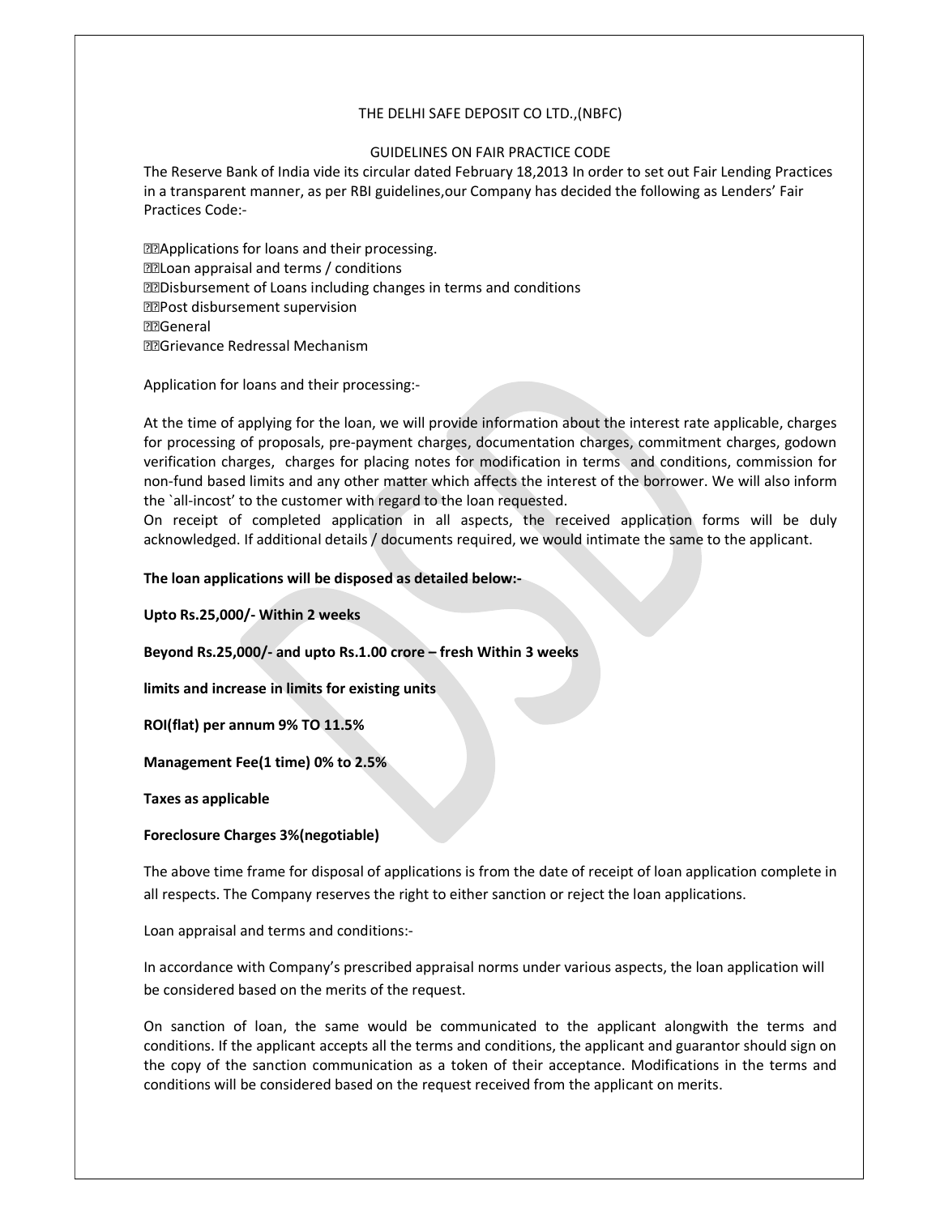THE DELHI SAFE DEPOSIT CO LTD.,(NBFC)

GUIDELINES ON FAIR PRACTICE CODE

The Reserve Bank of India vide its circular dated February 18,2013 In order to set out Fair Lending Practices in a transparent manner, as per RBI guidelines,our Company has decided the following as Lenders' Fair Practices Code:-

- Applications for loans and their processing.
- Loan appraisal and terms / conditions
- Disbursement of Loans including changes in terms and conditions
- Post disbursement supervision
- General
- Grievance Redressal Mechanism

Application for loans and their processing:-

At the time of applying for the loan, we will provide information about the interest rate applicable, charges for processing of proposals, pre-payment charges, documentation charges, commitment charges, godown verification charges, charges for placing notes for modification in terms and conditions, commission for non-fund based limits and any other matter which affects the interest of the borrower. We will also inform the `all-incost' to the customer with regard to the loan requested.

On receipt of completed application in all aspects, the received application forms will be duly acknowledged. If additional details / documents required, we would intimate the same to the applicant.

**The loan applications will be disposed as detailed below:-**

**Upto Rs.25,000/- Within 2 weeks**

**Beyond Rs.25,000/- and upto Rs.1.00 crore – fresh Within 3 weeks**

**limits and increase in limits for existing units**

**ROI(flat) per annum 9% TO 11.5%**

**Management Fee(1 time) 0% to 2.5%**

**Taxes as applicable**

**Foreclosure Charges 3%(negotiable)**

The above time frame for disposal of applications is from the date of receipt of loan application complete in all respects. The Company reserves the right to either sanction or reject the loan applications.

Loan appraisal and terms and conditions:-

In accordance with Company's prescribed appraisal norms under various aspects, the loan application will be considered based on the merits of the request.

On sanction of loan, the same would be communicated to the applicant alongwith the terms and conditions. If the applicant accepts all the terms and conditions, the applicant and guarantor should sign on the copy of the sanction communication as a token of their acceptance. Modifications in the terms and conditions will be considered based on the request received from the applicant on merits.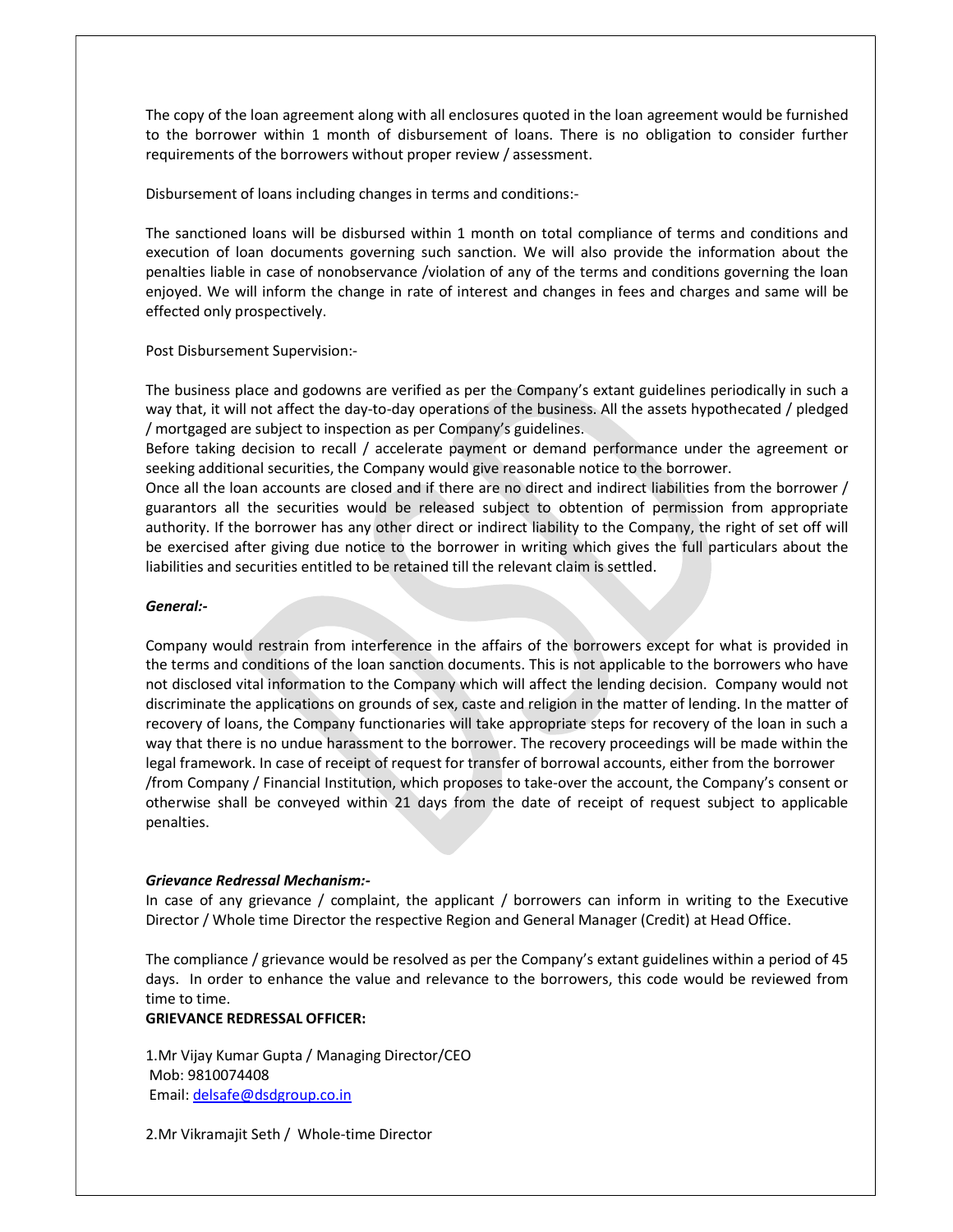The copy of the loan agreement along with all enclosures quoted in the loan agreement would be furnished to the borrower within 1 month of disbursement of loans. There is no obligation to consider further requirements of the borrowers without proper review / assessment.

Disbursement of loans including changes in terms and conditions:-

The sanctioned loans will be disbursed within 1 month on total compliance of terms and conditions and execution of loan documents governing such sanction. We will also provide the information about the penalties liable in case of nonobservance /violation of any of the terms and conditions governing the loan enjoyed. We will inform the change in rate of interest and changes in fees and charges and same will be effected only prospectively.

Post Disbursement Supervision:-

The business place and godowns are verified as per the Company's extant guidelines periodically in such a way that, it will not affect the day-to-day operations of the business. All the assets hypothecated / pledged / mortgaged are subject to inspection as per Company's guidelines.
Before taking decision to recall / accelerate payment or demand performance under the agreement or seeking additional securities, the Company would give reasonable notice to the borrower.
Once all the loan accounts are closed and if there are no direct and indirect liabilities from the borrower / guarantors all the securities would be released subject to obtention of permission from appropriate authority. If the borrower has any other direct or indirect liability to the Company, the right of set off will be exercised after giving due notice to the borrower in writing which gives the full particulars about the liabilities and securities entitled to be retained till the relevant claim is settled.

***General:-***

Company would restrain from interference in the affairs of the borrowers except for what is provided in the terms and conditions of the loan sanction documents. This is not applicable to the borrowers who have not disclosed vital information to the Company which will affect the lending decision. Company would not discriminate the applications on grounds of sex, caste and religion in the matter of lending. In the matter of recovery of loans, the Company functionaries will take appropriate steps for recovery of the loan in such a way that there is no undue harassment to the borrower. The recovery proceedings will be made within the legal framework. In case of receipt of request for transfer of borrowal accounts, either from the borrower /from Company / Financial Institution, which proposes to take-over the account, the Company's consent or otherwise shall be conveyed within 21 days from the date of receipt of request subject to applicable penalties.

***Grievance Redressal Mechanism:-***

In case of any grievance / complaint, the applicant / borrowers can inform in writing to the Executive Director / Whole time Director the respective Region and General Manager (Credit) at Head Office.

The compliance / grievance would be resolved as per the Company's extant guidelines within a period of 45 days. In order to enhance the value and relevance to the borrowers, this code would be reviewed from time to time.

**GRIEVANCE REDRESSAL OFFICER:**

1.Mr Vijay Kumar Gupta / Managing Director/CEO
Mob: 9810074408
Email: delsafe@dsdgroup.co.in

2.Mr Vikramajit Seth / Whole-time Director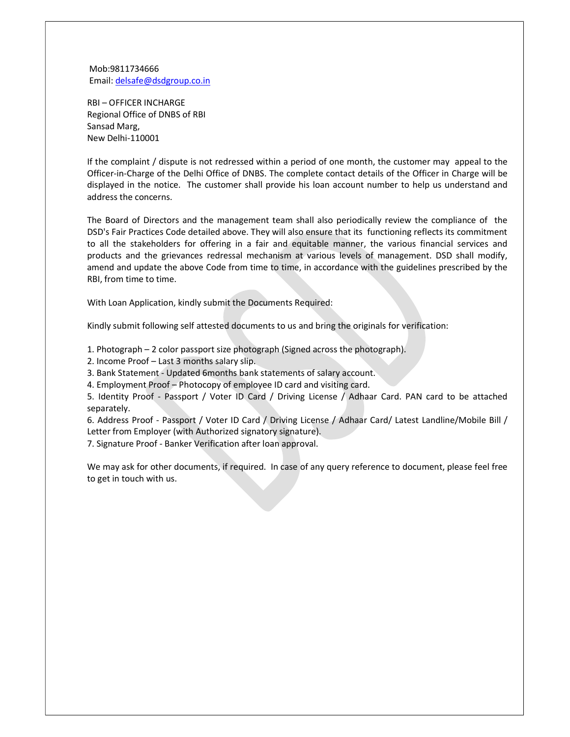Mob:9811734666
Email: delsafe@dsdgroup.co.in

RBI – OFFICER INCHARGE
Regional Office of DNBS of RBI
Sansad Marg,
New Delhi-110001

If the complaint / dispute is not redressed within a period of one month, the customer may appeal to the Officer-in-Charge of the Delhi Office of DNBS. The complete contact details of the Officer in Charge will be displayed in the notice. The customer shall provide his loan account number to help us understand and address the concerns.

The Board of Directors and the management team shall also periodically review the compliance of the DSD's Fair Practices Code detailed above. They will also ensure that its functioning reflects its commitment to all the stakeholders for offering in a fair and equitable manner, the various financial services and products and the grievances redressal mechanism at various levels of management. DSD shall modify, amend and update the above Code from time to time, in accordance with the guidelines prescribed by the RBI, from time to time.

With Loan Application, kindly submit the Documents Required:

Kindly submit following self attested documents to us and bring the originals for verification:

1. Photograph – 2 color passport size photograph (Signed across the photograph).
2. Income Proof – Last 3 months salary slip.
3. Bank Statement - Updated 6months bank statements of salary account.
4. Employment Proof – Photocopy of employee ID card and visiting card.
5. Identity Proof - Passport / Voter ID Card / Driving License / Adhaar Card. PAN card to be attached separately.
6. Address Proof - Passport / Voter ID Card / Driving License / Adhaar Card/ Latest Landline/Mobile Bill / Letter from Employer (with Authorized signatory signature).
7. Signature Proof - Banker Verification after loan approval.

We may ask for other documents, if required. In case of any query reference to document, please feel free to get in touch with us.